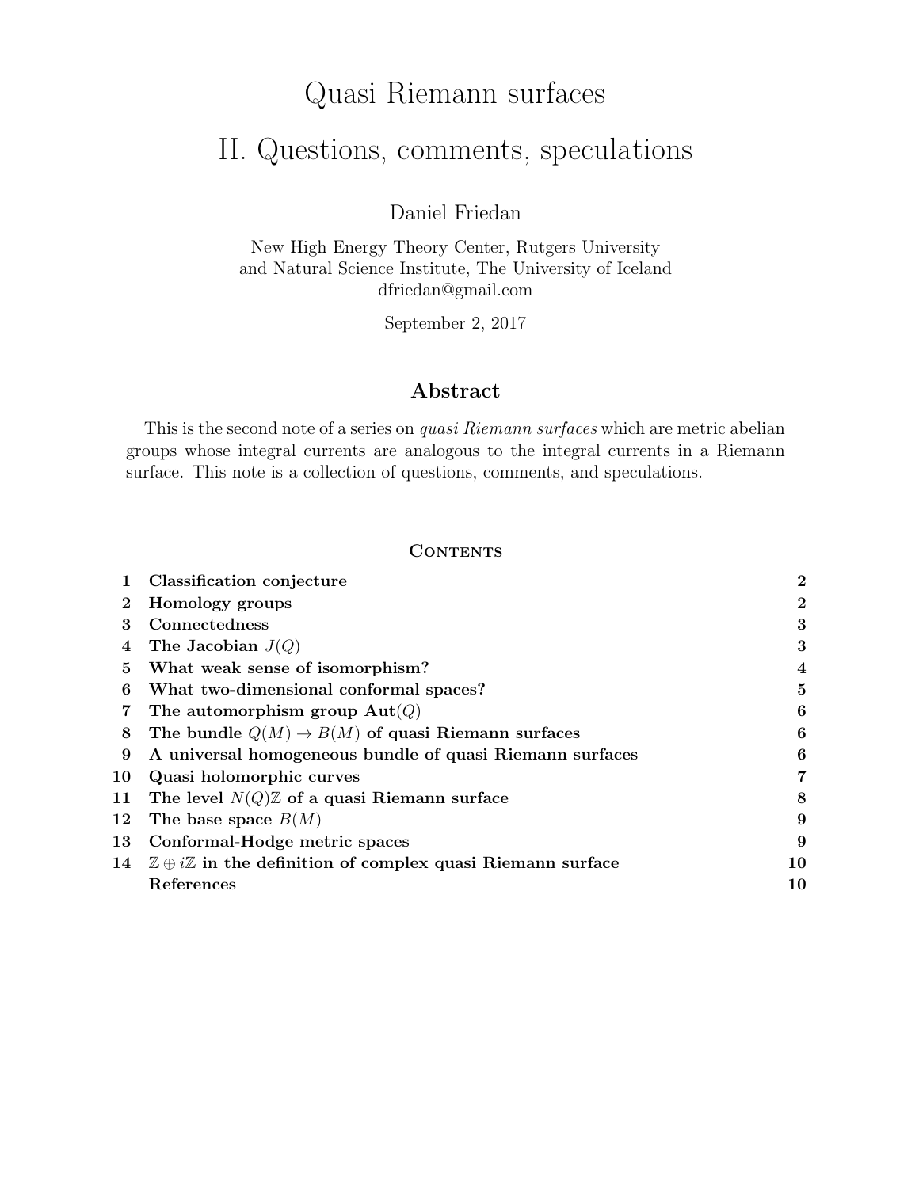# Quasi Riemann surfaces

# II. Questions, comments, speculations

Daniel Friedan

New High Energy Theory Center, Rutgers University
and Natural Science Institute, The University of Iceland
dfriedan@gmail.com

September 2, 2017

## Abstract

This is the second note of a series on *quasi Riemann surfaces* which are metric abelian groups whose integral currents are analogous to the integral currents in a Riemann surface. This note is a collection of questions, comments, and speculations.

## Contents

| | | |
|---|---|---|
| 1 | **Classification conjecture** | **2** |
| 2 | **Homology groups** | **2** |
| 3 | **Connectedness** | **3** |
| 4 | **The Jacobian $J(Q)$** | **3** |
| 5 | **What weak sense of isomorphism?** | **4** |
| 6 | **What two-dimensional conformal spaces?** | **5** |
| 7 | **The automorphism group $\mathbf{Aut}(Q)$** | **6** |
| 8 | **The bundle $Q(M) \to B(M)$ of quasi Riemann surfaces** | **6** |
| 9 | **A universal homogeneous bundle of quasi Riemann surfaces** | **6** |
| 10 | **Quasi holomorphic curves** | **7** |
| 11 | **The level $N(Q)\mathbb{Z}$ of a quasi Riemann surface** | **8** |
| 12 | **The base space $B(M)$** | **9** |
| 13 | **Conformal-Hodge metric spaces** | **9** |
| 14 | **$\mathbb{Z} \oplus i\mathbb{Z}$ in the definition of complex quasi Riemann surface** | **10** |
| | **References** | **10** |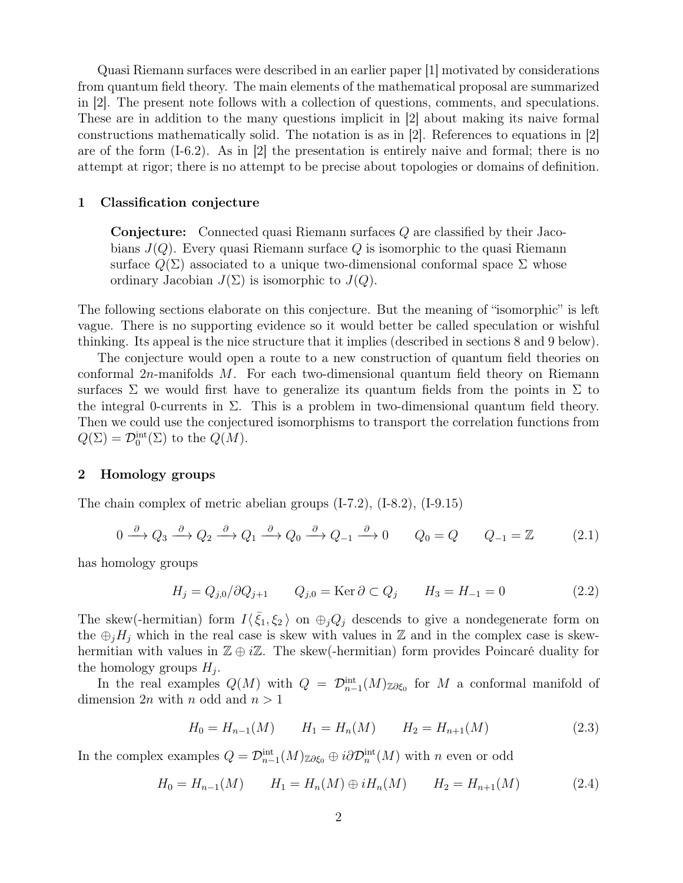Quasi Riemann surfaces were described in an earlier paper [1] motivated by considerations from quantum field theory. The main elements of the mathematical proposal are summarized in [2]. The present note follows with a collection of questions, comments, and speculations. These are in addition to the many questions implicit in [2] about making its naive formal constructions mathematically solid. The notation is as in [2]. References to equations in [2] are of the form (I-6.2). As in [2] the presentation is entirely naive and formal; there is no attempt at rigor; there is no attempt to be precise about topologies or domains of definition.

## 1 Classification conjecture

> **Conjecture:** Connected quasi Riemann surfaces $Q$ are classified by their Jacobians $J(Q)$. Every quasi Riemann surface $Q$ is isomorphic to the quasi Riemann surface $Q(\Sigma)$ associated to a unique two-dimensional conformal space $\Sigma$ whose ordinary Jacobian $J(\Sigma)$ is isomorphic to $J(Q)$.

The following sections elaborate on this conjecture. But the meaning of "isomorphic" is left vague. There is no supporting evidence so it would better be called speculation or wishful thinking. Its appeal is the nice structure that it implies (described in sections 8 and 9 below).

The conjecture would open a route to a new construction of quantum field theories on conformal $2n$-manifolds $M$. For each two-dimensional quantum field theory on Riemann surfaces $\Sigma$ we would first have to generalize its quantum fields from the points in $\Sigma$ to the integral 0-currents in $\Sigma$. This is a problem in two-dimensional quantum field theory. Then we could use the conjectured isomorphisms to transport the correlation functions from $Q(\Sigma) = \mathcal{D}_0^{\mathrm{int}}(\Sigma)$ to the $Q(M)$.

## 2 Homology groups

The chain complex of metric abelian groups (I-7.2), (I-8.2), (I-9.15)

$$0 \xrightarrow{\partial} Q_3 \xrightarrow{\partial} Q_2 \xrightarrow{\partial} Q_1 \xrightarrow{\partial} Q_0 \xrightarrow{\partial} Q_{-1} \xrightarrow{\partial} 0 \qquad Q_0 = Q \qquad Q_{-1} = \mathbb{Z} \tag{2.1}$$

has homology groups

$$H_j = Q_{j,0}/\partial Q_{j+1} \qquad Q_{j,0} = \operatorname{Ker} \partial \subset Q_j \qquad H_3 = H_{-1} = 0 \tag{2.2}$$

The skew(-hermitian) form $I\langle \bar{\xi}_1, \xi_2 \rangle$ on $\oplus_j Q_j$ descends to give a nondegenerate form on the $\oplus_j H_j$ which in the real case is skew with values in $\mathbb{Z}$ and in the complex case is skew-hermitian with values in $\mathbb{Z} \oplus i\mathbb{Z}$. The skew(-hermitian) form provides Poincaré duality for the homology groups $H_j$.

In the real examples $Q(M)$ with $Q = \mathcal{D}_{n-1}^{\mathrm{int}}(M)_{\mathbb{Z}\partial\xi_0}$ for $M$ a conformal manifold of dimension $2n$ with $n$ odd and $n > 1$

$$H_0 = H_{n-1}(M) \qquad H_1 = H_n(M) \qquad H_2 = H_{n+1}(M) \tag{2.3}$$

In the complex examples $Q = \mathcal{D}_{n-1}^{\mathrm{int}}(M)_{\mathbb{Z}\partial\xi_0} \oplus i\partial\mathcal{D}_n^{\mathrm{int}}(M)$ with $n$ even or odd

$$H_0 = H_{n-1}(M) \qquad H_1 = H_n(M) \oplus iH_n(M) \qquad H_2 = H_{n+1}(M) \tag{2.4}$$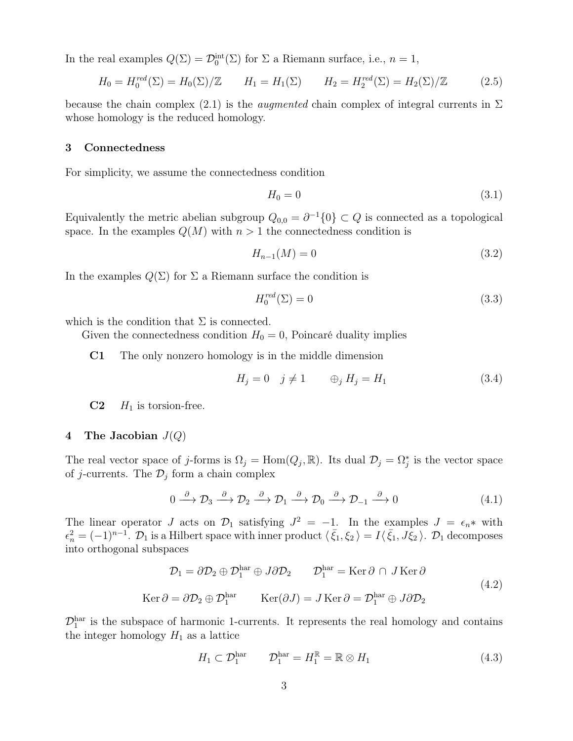In the real examples $Q(\Sigma) = \mathcal{D}_0^{\mathrm{int}}(\Sigma)$ for $\Sigma$ a Riemann surface, i.e., $n = 1$,

$$H_0 = H_0^{red}(\Sigma) = H_0(\Sigma)/\mathbb{Z} \qquad H_1 = H_1(\Sigma) \qquad H_2 = H_2^{red}(\Sigma) = H_2(\Sigma)/\mathbb{Z} \tag{2.5}$$

because the chain complex (2.1) is the *augmented* chain complex of integral currents in $\Sigma$ whose homology is the reduced homology.

## 3 Connectedness

For simplicity, we assume the connectedness condition

$$H_0 = 0 \tag{3.1}$$

Equivalently the metric abelian subgroup $Q_{0,0} = \partial^{-1}\{0\} \subset Q$ is connected as a topological space. In the examples $Q(M)$ with $n > 1$ the connectedness condition is

$$H_{n-1}(M) = 0 \tag{3.2}$$

In the examples $Q(\Sigma)$ for $\Sigma$ a Riemann surface the condition is

$$H_0^{red}(\Sigma) = 0 \tag{3.3}$$

which is the condition that $\Sigma$ is connected.

Given the connectedness condition $H_0 = 0$, Poincaré duality implies

**C1** The only nonzero homology is in the middle dimension

$$H_j = 0 \quad j \neq 1 \qquad \oplus_j H_j = H_1 \tag{3.4}$$

**C2** $H_1$ is torsion-free.

## 4 The Jacobian $J(Q)$

The real vector space of $j$-forms is $\Omega_j = \mathrm{Hom}(Q_j, \mathbb{R})$. Its dual $\mathcal{D}_j = \Omega_j^*$ is the vector space of $j$-currents. The $\mathcal{D}_j$ form a chain complex

$$0 \xrightarrow{\partial} \mathcal{D}_3 \xrightarrow{\partial} \mathcal{D}_2 \xrightarrow{\partial} \mathcal{D}_1 \xrightarrow{\partial} \mathcal{D}_0 \xrightarrow{\partial} \mathcal{D}_{-1} \xrightarrow{\partial} 0 \tag{4.1}$$

The linear operator $J$ acts on $\mathcal{D}_1$ satisfying $J^2 = -1$. In the examples $J = \epsilon_n *$ with $\epsilon_n^2 = (-1)^{n-1}$. $\mathcal{D}_1$ is a Hilbert space with inner product $\langle \bar{\xi}_1, \xi_2 \rangle = I\langle \bar{\xi}_1, J\xi_2 \rangle$. $\mathcal{D}_1$ decomposes into orthogonal subspaces

$$\begin{gathered}\mathcal{D}_1 = \partial\mathcal{D}_2 \oplus \mathcal{D}_1^{\mathrm{har}} \oplus J\partial\mathcal{D}_2 \qquad \mathcal{D}_1^{\mathrm{har}} = \mathrm{Ker}\,\partial \,\cap\, J\,\mathrm{Ker}\,\partial \\ \mathrm{Ker}\,\partial = \partial\mathcal{D}_2 \oplus \mathcal{D}_1^{\mathrm{har}} \qquad \mathrm{Ker}(\partial J) = J\,\mathrm{Ker}\,\partial = \mathcal{D}_1^{\mathrm{har}} \oplus J\partial\mathcal{D}_2\end{gathered} \tag{4.2}$$

$\mathcal{D}_1^{\mathrm{har}}$ is the subspace of harmonic 1-currents. It represents the real homology and contains the integer homology $H_1$ as a lattice

$$H_1 \subset \mathcal{D}_1^{\mathrm{har}} \qquad \mathcal{D}_1^{\mathrm{har}} = H_1^{\mathbb{R}} = \mathbb{R} \otimes H_1 \tag{4.3}$$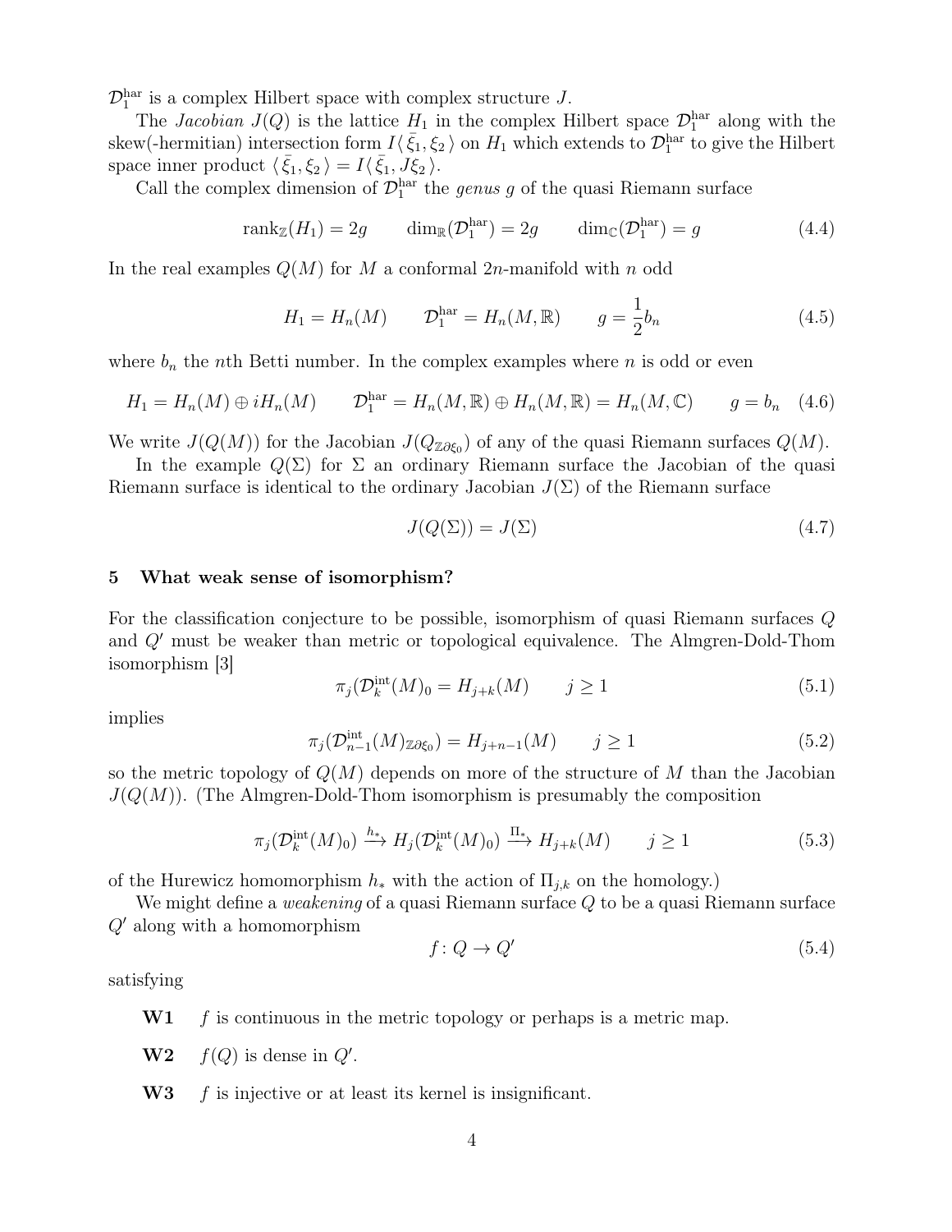$\mathcal{D}_1^{\text{har}}$ is a complex Hilbert space with complex structure $J$.

The *Jacobian* $J(Q)$ is the lattice $H_1$ in the complex Hilbert space $\mathcal{D}_1^{\text{har}}$ along with the skew(-hermitian) intersection form $I\langle\,\bar{\xi}_1, \xi_2\,\rangle$ on $H_1$ which extends to $\mathcal{D}_1^{\text{har}}$ to give the Hilbert space inner product $\langle\,\bar{\xi}_1, \xi_2\,\rangle = I\langle\,\bar{\xi}_1, J\xi_2\,\rangle$.

Call the complex dimension of $\mathcal{D}_1^{\text{har}}$ the *genus* $g$ of the quasi Riemann surface

$$\operatorname{rank}_{\mathbb{Z}}(H_1) = 2g \qquad \dim_{\mathbb{R}}(\mathcal{D}_1^{\text{har}}) = 2g \qquad \dim_{\mathbb{C}}(\mathcal{D}_1^{\text{har}}) = g \tag{4.4}$$

In the real examples $Q(M)$ for $M$ a conformal $2n$-manifold with $n$ odd

$$H_1 = H_n(M) \qquad \mathcal{D}_1^{\text{har}} = H_n(M,\mathbb{R}) \qquad g = \frac{1}{2}b_n \tag{4.5}$$

where $b_n$ the $n$th Betti number. In the complex examples where $n$ is odd or even

$$H_1 = H_n(M) \oplus iH_n(M) \qquad \mathcal{D}_1^{\text{har}} = H_n(M,\mathbb{R}) \oplus H_n(M,\mathbb{R}) = H_n(M,\mathbb{C}) \qquad g = b_n \tag{4.6}$$

We write $J(Q(M))$ for the Jacobian $J(Q_{\mathbb{Z}\partial\xi_0})$ of any of the quasi Riemann surfaces $Q(M)$.

In the example $Q(\Sigma)$ for $\Sigma$ an ordinary Riemann surface the Jacobian of the quasi Riemann surface is identical to the ordinary Jacobian $J(\Sigma)$ of the Riemann surface

$$J(Q(\Sigma)) = J(\Sigma) \tag{4.7}$$

## 5 What weak sense of isomorphism?

For the classification conjecture to be possible, isomorphism of quasi Riemann surfaces $Q$ and $Q'$ must be weaker than metric or topological equivalence. The Almgren-Dold-Thom isomorphism [3]

$$\pi_j(\mathcal{D}_k^{\text{int}}(M)_0 = H_{j+k}(M) \qquad j \geq 1 \tag{5.1}$$

implies

$$\pi_j(\mathcal{D}_{n-1}^{\text{int}}(M)_{\mathbb{Z}\partial\xi_0}) = H_{j+n-1}(M) \qquad j \geq 1 \tag{5.2}$$

so the metric topology of $Q(M)$ depends on more of the structure of $M$ than the Jacobian $J(Q(M))$. (The Almgren-Dold-Thom isomorphism is presumably the composition

$$\pi_j(\mathcal{D}_k^{\text{int}}(M)_0) \xrightarrow{h_*} H_j(\mathcal{D}_k^{\text{int}}(M)_0) \xrightarrow{\Pi_*} H_{j+k}(M) \qquad j \geq 1 \tag{5.3}$$

of the Hurewicz homomorphism $h_*$ with the action of $\Pi_{j,k}$ on the homology.)

We might define a *weakening* of a quasi Riemann surface $Q$ to be a quasi Riemann surface $Q'$ along with a homomorphism

$$f \colon Q \to Q' \tag{5.4}$$

satisfying

- **W1** $f$ is continuous in the metric topology or perhaps is a metric map.
- **W2** $f(Q)$ is dense in $Q'$.
- **W3** $f$ is injective or at least its kernel is insignificant.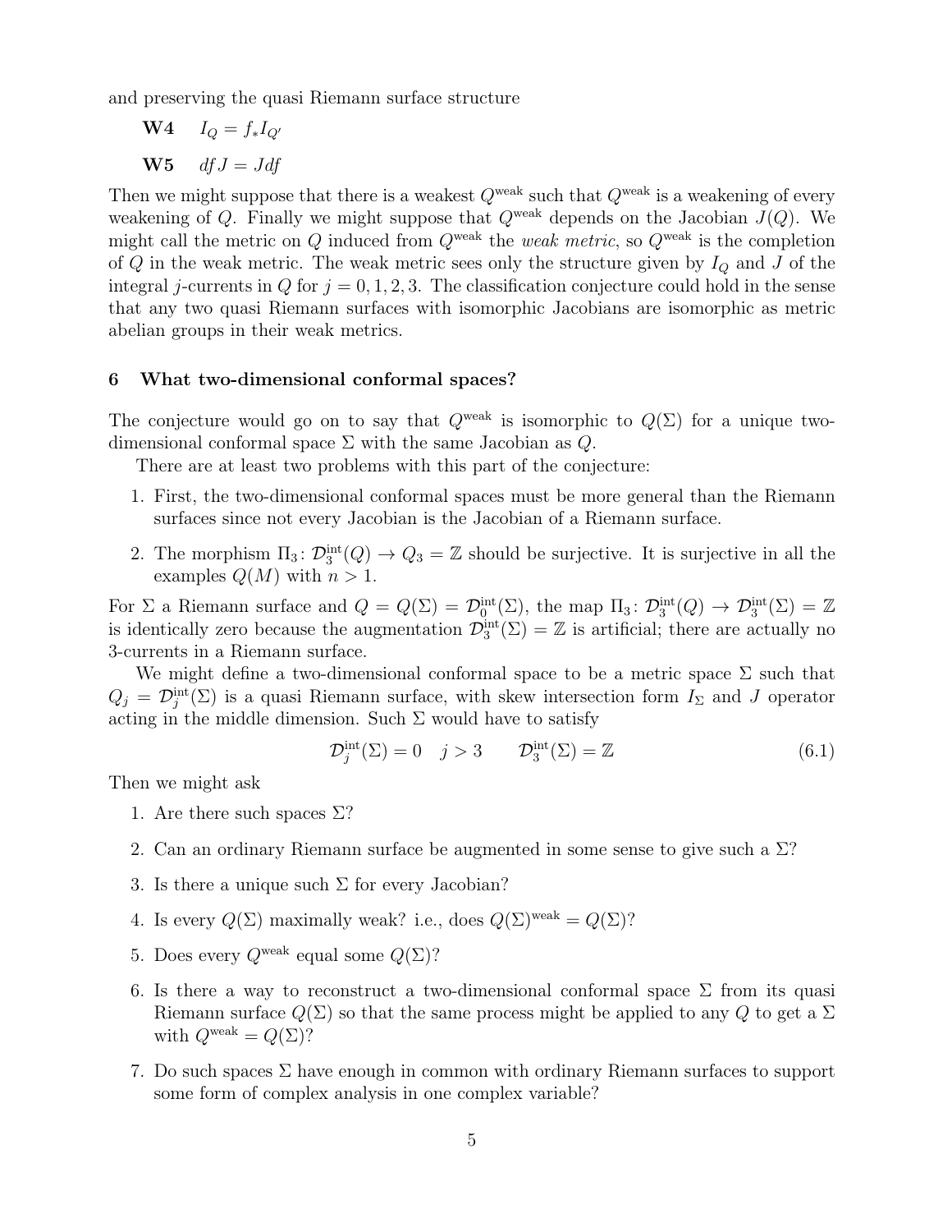and preserving the quasi Riemann surface structure

**W4** $\quad I_Q = f_* I_{Q'}$

**W5** $\quad df J = J df$

Then we might suppose that there is a weakest $Q^{\text{weak}}$ such that $Q^{\text{weak}}$ is a weakening of every weakening of $Q$. Finally we might suppose that $Q^{\text{weak}}$ depends on the Jacobian $J(Q)$. We might call the metric on $Q$ induced from $Q^{\text{weak}}$ the *weak metric*, so $Q^{\text{weak}}$ is the completion of $Q$ in the weak metric. The weak metric sees only the structure given by $I_Q$ and $J$ of the integral $j$-currents in $Q$ for $j = 0, 1, 2, 3$. The classification conjecture could hold in the sense that any two quasi Riemann surfaces with isomorphic Jacobians are isomorphic as metric abelian groups in their weak metrics.

## 6 What two-dimensional conformal spaces?

The conjecture would go on to say that $Q^{\text{weak}}$ is isomorphic to $Q(\Sigma)$ for a unique two-dimensional conformal space $\Sigma$ with the same Jacobian as $Q$.

There are at least two problems with this part of the conjecture:

1. First, the two-dimensional conformal spaces must be more general than the Riemann surfaces since not every Jacobian is the Jacobian of a Riemann surface.
2. The morphism $\Pi_3 \colon \mathcal{D}_3^{\text{int}}(Q) \to Q_3 = \mathbb{Z}$ should be surjective. It is surjective in all the examples $Q(M)$ with $n > 1$.

For $\Sigma$ a Riemann surface and $Q = Q(\Sigma) = \mathcal{D}_0^{\text{int}}(\Sigma)$, the map $\Pi_3 \colon \mathcal{D}_3^{\text{int}}(Q) \to \mathcal{D}_3^{\text{int}}(\Sigma) = \mathbb{Z}$ is identically zero because the augmentation $\mathcal{D}_3^{\text{int}}(\Sigma) = \mathbb{Z}$ is artificial; there are actually no 3-currents in a Riemann surface.

We might define a two-dimensional conformal space to be a metric space $\Sigma$ such that $Q_j = \mathcal{D}_j^{\text{int}}(\Sigma)$ is a quasi Riemann surface, with skew intersection form $I_\Sigma$ and $J$ operator acting in the middle dimension. Such $\Sigma$ would have to satisfy

$$\mathcal{D}_j^{\text{int}}(\Sigma) = 0 \quad j > 3 \qquad \mathcal{D}_3^{\text{int}}(\Sigma) = \mathbb{Z} \tag{6.1}$$

Then we might ask

1. Are there such spaces $\Sigma$?
2. Can an ordinary Riemann surface be augmented in some sense to give such a $\Sigma$?
3. Is there a unique such $\Sigma$ for every Jacobian?
4. Is every $Q(\Sigma)$ maximally weak? i.e., does $Q(\Sigma)^{\text{weak}} = Q(\Sigma)$?
5. Does every $Q^{\text{weak}}$ equal some $Q(\Sigma)$?
6. Is there a way to reconstruct a two-dimensional conformal space $\Sigma$ from its quasi Riemann surface $Q(\Sigma)$ so that the same process might be applied to any $Q$ to get a $\Sigma$ with $Q^{\text{weak}} = Q(\Sigma)$?
7. Do such spaces $\Sigma$ have enough in common with ordinary Riemann surfaces to support some form of complex analysis in one complex variable?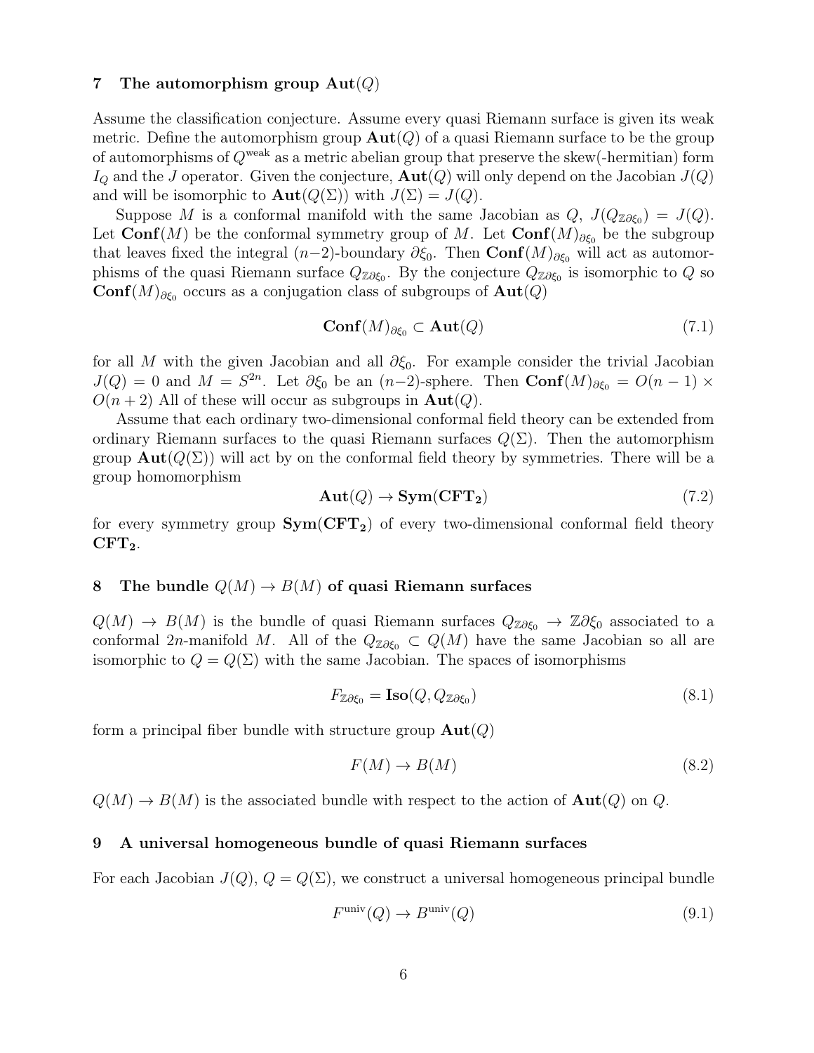## 7 The automorphism group $\mathbf{Aut}(Q)$

Assume the classification conjecture. Assume every quasi Riemann surface is given its weak metric. Define the automorphism group $\mathbf{Aut}(Q)$ of a quasi Riemann surface to be the group of automorphisms of $Q^{\text{weak}}$ as a metric abelian group that preserve the skew(-hermitian) form $I_Q$ and the $J$ operator. Given the conjecture, $\mathbf{Aut}(Q)$ will only depend on the Jacobian $J(Q)$ and will be isomorphic to $\mathbf{Aut}(Q(\Sigma))$ with $J(\Sigma) = J(Q)$.

Suppose $M$ is a conformal manifold with the same Jacobian as $Q$, $J(Q_{\mathbb{Z}\partial\xi_0}) = J(Q)$. Let $\mathbf{Conf}(M)$ be the conformal symmetry group of $M$. Let $\mathbf{Conf}(M)_{\partial\xi_0}$ be the subgroup that leaves fixed the integral $(n-2)$-boundary $\partial\xi_0$. Then $\mathbf{Conf}(M)_{\partial\xi_0}$ will act as automorphisms of the quasi Riemann surface $Q_{\mathbb{Z}\partial\xi_0}$. By the conjecture $Q_{\mathbb{Z}\partial\xi_0}$ is isomorphic to $Q$ so $\mathbf{Conf}(M)_{\partial\xi_0}$ occurs as a conjugation class of subgroups of $\mathbf{Aut}(Q)$

$$\mathbf{Conf}(M)_{\partial\xi_0} \subset \mathbf{Aut}(Q) \tag{7.1}$$

for all $M$ with the given Jacobian and all $\partial\xi_0$. For example consider the trivial Jacobian $J(Q) = 0$ and $M = S^{2n}$. Let $\partial\xi_0$ be an $(n-2)$-sphere. Then $\mathbf{Conf}(M)_{\partial\xi_0} = O(n-1) \times O(n+2)$ All of these will occur as subgroups in $\mathbf{Aut}(Q)$.

Assume that each ordinary two-dimensional conformal field theory can be extended from ordinary Riemann surfaces to the quasi Riemann surfaces $Q(\Sigma)$. Then the automorphism group $\mathbf{Aut}(Q(\Sigma))$ will act by on the conformal field theory by symmetries. There will be a group homomorphism

$$\mathbf{Aut}(Q) \to \mathbf{Sym}(\mathbf{CFT_2}) \tag{7.2}$$

for every symmetry group $\mathbf{Sym}(\mathbf{CFT_2})$ of every two-dimensional conformal field theory $\mathbf{CFT_2}$.

## 8 The bundle $Q(M) \to B(M)$ of quasi Riemann surfaces

$Q(M) \to B(M)$ is the bundle of quasi Riemann surfaces $Q_{\mathbb{Z}\partial\xi_0} \to \mathbb{Z}\partial\xi_0$ associated to a conformal $2n$-manifold $M$. All of the $Q_{\mathbb{Z}\partial\xi_0} \subset Q(M)$ have the same Jacobian so all are isomorphic to $Q = Q(\Sigma)$ with the same Jacobian. The spaces of isomorphisms

$$F_{\mathbb{Z}\partial\xi_0} = \mathbf{Iso}(Q, Q_{\mathbb{Z}\partial\xi_0}) \tag{8.1}$$

form a principal fiber bundle with structure group $\mathbf{Aut}(Q)$

$$F(M) \to B(M) \tag{8.2}$$

$Q(M) \to B(M)$ is the associated bundle with respect to the action of $\mathbf{Aut}(Q)$ on $Q$.

## 9 A universal homogeneous bundle of quasi Riemann surfaces

For each Jacobian $J(Q)$, $Q = Q(\Sigma)$, we construct a universal homogeneous principal bundle

$$F^{\text{univ}}(Q) \to B^{\text{univ}}(Q) \tag{9.1}$$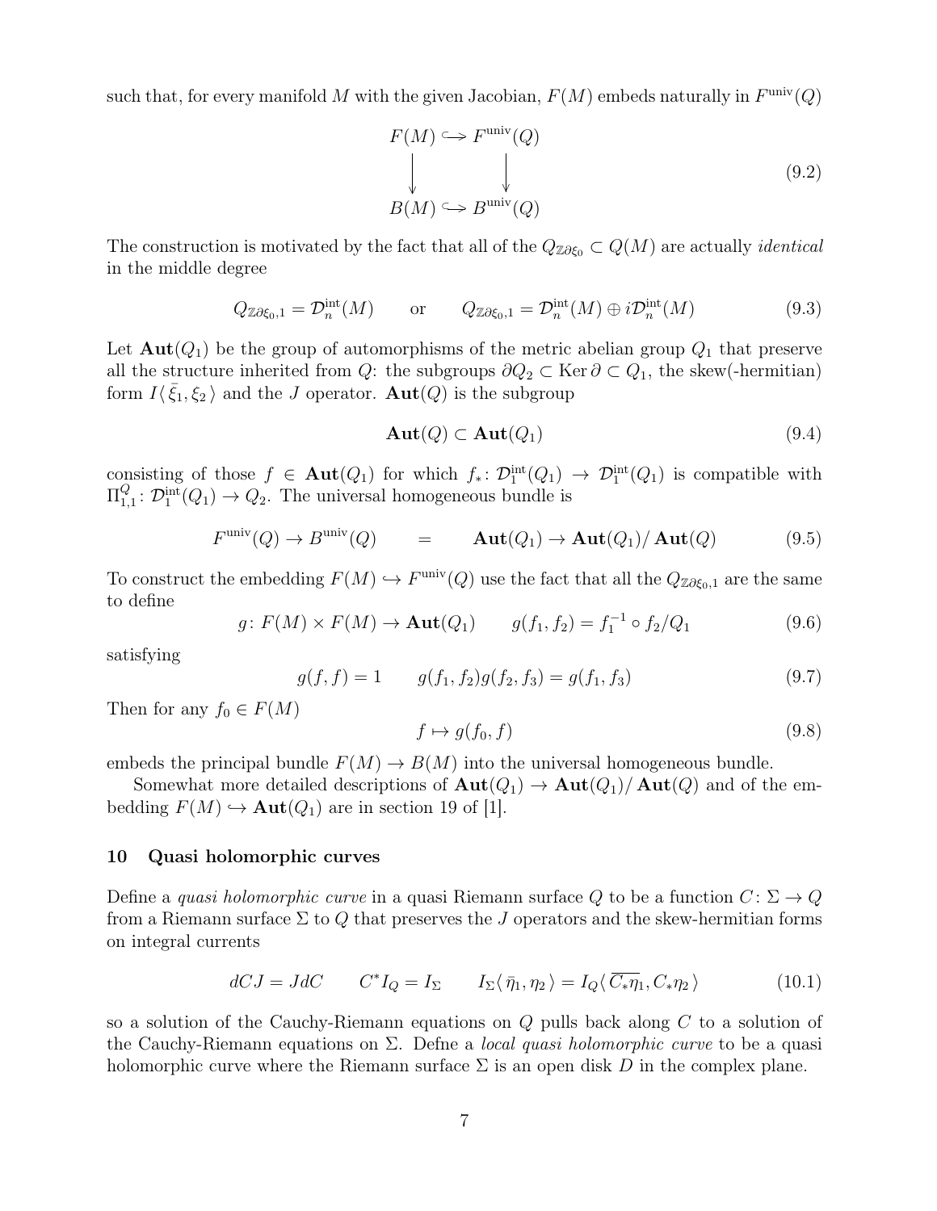such that, for every manifold $M$ with the given Jacobian, $F(M)$ embeds naturally in $F^{\text{univ}}(Q)$

$$
\begin{array}{ccc}
F(M) & \hookrightarrow & F^{\text{univ}}(Q) \\
\downarrow & & \downarrow \\
B(M) & \hookrightarrow & B^{\text{univ}}(Q)
\end{array}
\tag{9.2}
$$

The construction is motivated by the fact that all of the $Q_{\mathbb{Z}\partial\xi_0} \subset Q(M)$ are actually *identical* in the middle degree

$$
Q_{\mathbb{Z}\partial\xi_0,1} = \mathcal{D}_n^{\text{int}}(M) \qquad \text{or} \qquad Q_{\mathbb{Z}\partial\xi_0,1} = \mathcal{D}_n^{\text{int}}(M) \oplus i\mathcal{D}_n^{\text{int}}(M) \tag{9.3}
$$

Let $\mathbf{Aut}(Q_1)$ be the group of automorphisms of the metric abelian group $Q_1$ that preserve all the structure inherited from $Q$: the subgroups $\partial Q_2 \subset \operatorname{Ker}\partial \subset Q_1$, the skew(-hermitian) form $I\langle\, \bar{\xi}_1, \xi_2 \,\rangle$ and the $J$ operator. $\mathbf{Aut}(Q)$ is the subgroup

$$
\mathbf{Aut}(Q) \subset \mathbf{Aut}(Q_1) \tag{9.4}
$$

consisting of those $f \in \mathbf{Aut}(Q_1)$ for which $f_*\colon \mathcal{D}_1^{\text{int}}(Q_1) \to \mathcal{D}_1^{\text{int}}(Q_1)$ is compatible with $\Pi_{1,1}^Q\colon \mathcal{D}_1^{\text{int}}(Q_1) \to Q_2$. The universal homogeneous bundle is

$$
F^{\text{univ}}(Q) \to B^{\text{univ}}(Q) \qquad = \qquad \mathbf{Aut}(Q_1) \to \mathbf{Aut}(Q_1)/\,\mathbf{Aut}(Q) \tag{9.5}
$$

To construct the embedding $F(M) \hookrightarrow F^{\text{univ}}(Q)$ use the fact that all the $Q_{\mathbb{Z}\partial\xi_0,1}$ are the same to define

$$
g\colon F(M) \times F(M) \to \mathbf{Aut}(Q_1) \qquad g(f_1, f_2) = f_1^{-1} \circ f_2/Q_1 \tag{9.6}
$$

satisfying

$$
g(f, f) = 1 \qquad g(f_1, f_2)g(f_2, f_3) = g(f_1, f_3) \tag{9.7}
$$

Then for any $f_0 \in F(M)$

$$
f \mapsto g(f_0, f) \tag{9.8}
$$

embeds the principal bundle $F(M) \to B(M)$ into the universal homogeneous bundle.

Somewhat more detailed descriptions of $\mathbf{Aut}(Q_1) \to \mathbf{Aut}(Q_1)/\,\mathbf{Aut}(Q)$ and of the embedding $F(M) \hookrightarrow \mathbf{Aut}(Q_1)$ are in section 19 of [1].

## 10 Quasi holomorphic curves

Define a *quasi holomorphic curve* in a quasi Riemann surface $Q$ to be a function $C\colon \Sigma \to Q$ from a Riemann surface $\Sigma$ to $Q$ that preserves the $J$ operators and the skew-hermitian forms on integral currents

$$
dCJ = JdC \qquad C^*I_Q = I_\Sigma \qquad I_\Sigma\langle\, \bar{\eta}_1, \eta_2 \,\rangle = I_Q\langle\, \overline{C_*\eta_1}, C_*\eta_2 \,\rangle \tag{10.1}
$$

so a solution of the Cauchy-Riemann equations on $Q$ pulls back along $C$ to a solution of the Cauchy-Riemann equations on $\Sigma$. Defne a *local quasi holomorphic curve* to be a quasi holomorphic curve where the Riemann surface $\Sigma$ is an open disk $D$ in the complex plane.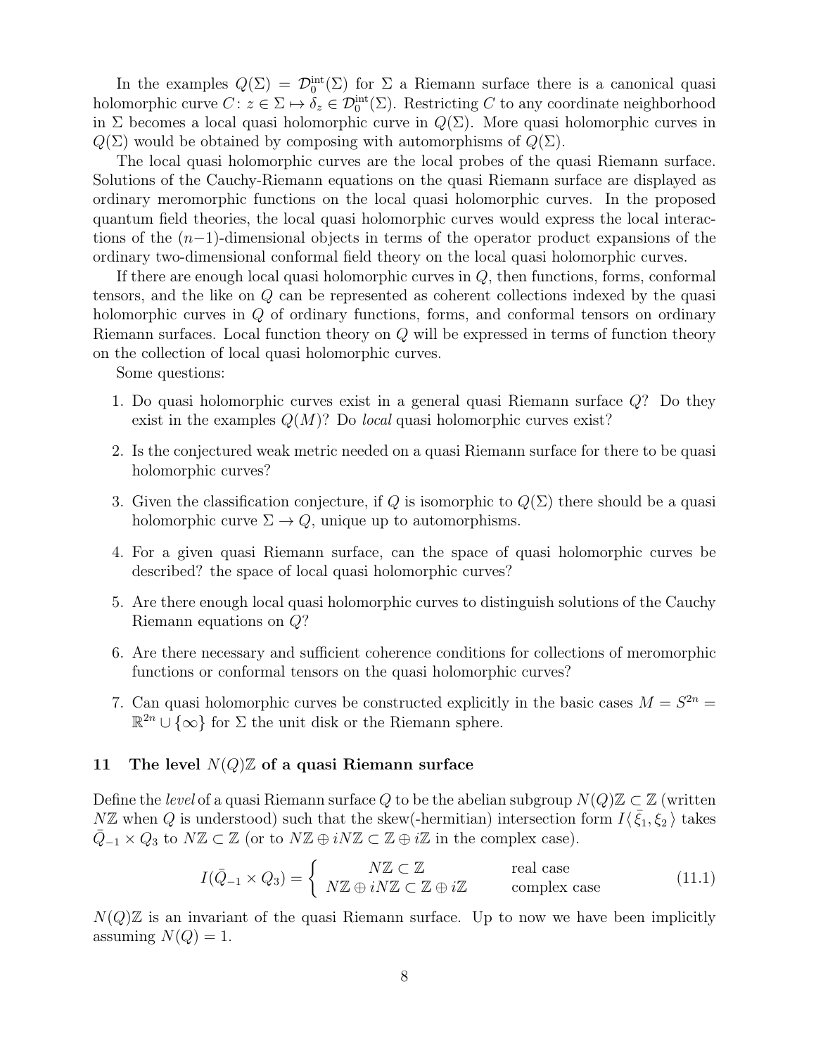In the examples $Q(\Sigma) = \mathcal{D}_0^{\text{int}}(\Sigma)$ for $\Sigma$ a Riemann surface there is a canonical quasi holomorphic curve $C\colon z \in \Sigma \mapsto \delta_z \in \mathcal{D}_0^{\text{int}}(\Sigma)$. Restricting $C$ to any coordinate neighborhood in $\Sigma$ becomes a local quasi holomorphic curve in $Q(\Sigma)$. More quasi holomorphic curves in $Q(\Sigma)$ would be obtained by composing with automorphisms of $Q(\Sigma)$.

The local quasi holomorphic curves are the local probes of the quasi Riemann surface. Solutions of the Cauchy-Riemann equations on the quasi Riemann surface are displayed as ordinary meromorphic functions on the local quasi holomorphic curves. In the proposed quantum field theories, the local quasi holomorphic curves would express the local interactions of the $(n-1)$-dimensional objects in terms of the operator product expansions of the ordinary two-dimensional conformal field theory on the local quasi holomorphic curves.

If there are enough local quasi holomorphic curves in $Q$, then functions, forms, conformal tensors, and the like on $Q$ can be represented as coherent collections indexed by the quasi holomorphic curves in $Q$ of ordinary functions, forms, and conformal tensors on ordinary Riemann surfaces. Local function theory on $Q$ will be expressed in terms of function theory on the collection of local quasi holomorphic curves.

Some questions:

1. Do quasi holomorphic curves exist in a general quasi Riemann surface $Q$? Do they exist in the examples $Q(M)$? Do *local* quasi holomorphic curves exist?
2. Is the conjectured weak metric needed on a quasi Riemann surface for there to be quasi holomorphic curves?
3. Given the classification conjecture, if $Q$ is isomorphic to $Q(\Sigma)$ there should be a quasi holomorphic curve $\Sigma \to Q$, unique up to automorphisms.
4. For a given quasi Riemann surface, can the space of quasi holomorphic curves be described? the space of local quasi holomorphic curves?
5. Are there enough local quasi holomorphic curves to distinguish solutions of the Cauchy Riemann equations on $Q$?
6. Are there necessary and sufficient coherence conditions for collections of meromorphic functions or conformal tensors on the quasi holomorphic curves?
7. Can quasi holomorphic curves be constructed explicitly in the basic cases $M = S^{2n} = \mathbb{R}^{2n} \cup \{\infty\}$ for $\Sigma$ the unit disk or the Riemann sphere.

## 11 The level $N(Q)\mathbb{Z}$ of a quasi Riemann surface

Define the *level* of a quasi Riemann surface $Q$ to be the abelian subgroup $N(Q)\mathbb{Z} \subset \mathbb{Z}$ (written $N\mathbb{Z}$ when $Q$ is understood) such that the skew(-hermitian) intersection form $I\langle \bar{\xi}_1, \xi_2 \rangle$ takes $\bar{Q}_{-1} \times Q_3$ to $N\mathbb{Z} \subset \mathbb{Z}$ (or to $N\mathbb{Z} \oplus iN\mathbb{Z} \subset \mathbb{Z} \oplus i\mathbb{Z}$ in the complex case).

$$I(\bar{Q}_{-1} \times Q_3) = \begin{cases} N\mathbb{Z} \subset \mathbb{Z} & \text{real case} \\ N\mathbb{Z} \oplus iN\mathbb{Z} \subset \mathbb{Z} \oplus i\mathbb{Z} & \text{complex case} \end{cases} \tag{11.1}$$

$N(Q)\mathbb{Z}$ is an invariant of the quasi Riemann surface. Up to now we have been implicitly assuming $N(Q) = 1$.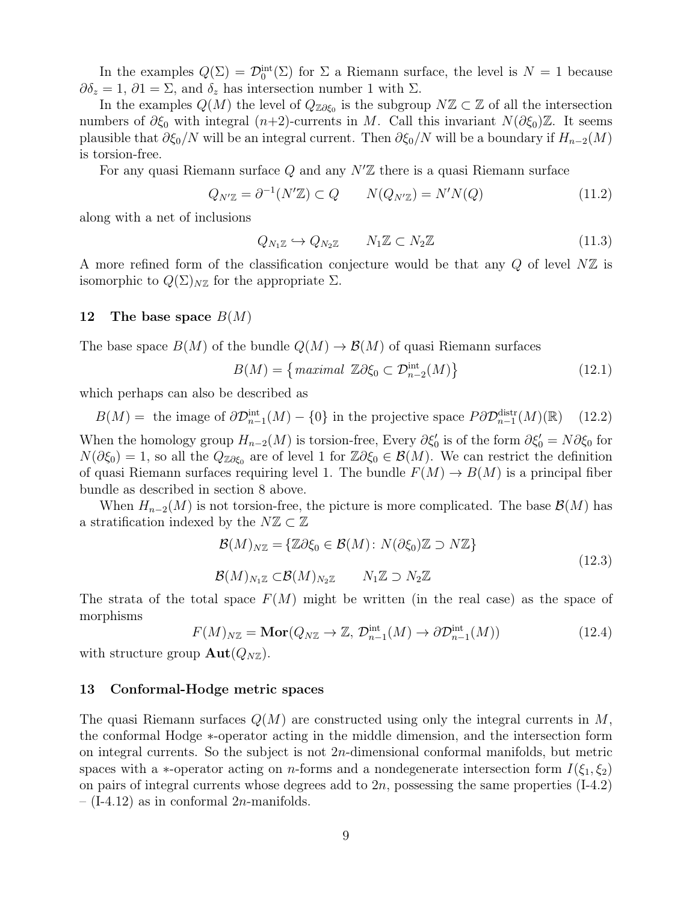In the examples $Q(\Sigma) = \mathcal{D}_0^{\rm int}(\Sigma)$ for $\Sigma$ a Riemann surface, the level is $N = 1$ because $\partial\delta_z = 1$, $\partial 1 = \Sigma$, and $\delta_z$ has intersection number 1 with $\Sigma$.

In the examples $Q(M)$ the level of $Q_{\mathbb{Z}\partial\xi_0}$ is the subgroup $N\mathbb{Z} \subset \mathbb{Z}$ of all the intersection numbers of $\partial\xi_0$ with integral $(n{+}2)$-currents in $M$. Call this invariant $N(\partial\xi_0)\mathbb{Z}$. It seems plausible that $\partial\xi_0/N$ will be an integral current. Then $\partial\xi_0/N$ will be a boundary if $H_{n-2}(M)$ is torsion-free.

For any quasi Riemann surface $Q$ and any $N'\mathbb{Z}$ there is a quasi Riemann surface

$$Q_{N'\mathbb{Z}} = \partial^{-1}(N'\mathbb{Z}) \subset Q \qquad N(Q_{N'\mathbb{Z}}) = N'N(Q) \tag{11.2}$$

along with a net of inclusions

$$Q_{N_1\mathbb{Z}} \hookrightarrow Q_{N_2\mathbb{Z}} \qquad N_1\mathbb{Z} \subset N_2\mathbb{Z} \tag{11.3}$$

A more refined form of the classification conjecture would be that any $Q$ of level $N\mathbb{Z}$ is isomorphic to $Q(\Sigma)_{N\mathbb{Z}}$ for the appropriate $\Sigma$.

## 12 The base space $B(M)$

The base space $B(M)$ of the bundle $Q(M) \to \mathcal{B}(M)$ of quasi Riemann surfaces

$$B(M) = \left\{ \textit{maximal } \ \mathbb{Z}\partial\xi_0 \subset \mathcal{D}_{n-2}^{\rm int}(M) \right\} \tag{12.1}$$

which perhaps can also be described as

$$B(M) = \text{ the image of } \partial\mathcal{D}_{n-1}^{\rm int}(M) - \{0\} \text{ in the projective space } P\partial\mathcal{D}_{n-1}^{\rm distr}(M)(\mathbb{R}) \tag{12.2}$$

When the homology group $H_{n-2}(M)$ is torsion-free, Every $\partial\xi_0'$ is of the form $\partial\xi_0' = N\partial\xi_0$ for $N(\partial\xi_0) = 1$, so all the $Q_{\mathbb{Z}\partial\xi_0}$ are of level 1 for $\mathbb{Z}\partial\xi_0 \in \mathcal{B}(M)$. We can restrict the definition of quasi Riemann surfaces requiring level 1. The bundle $F(M) \to B(M)$ is a principal fiber bundle as described in section 8 above.

When $H_{n-2}(M)$ is not torsion-free, the picture is more complicated. The base $\mathcal{B}(M)$ has a stratification indexed by the $N\mathbb{Z} \subset \mathbb{Z}$

$$\begin{aligned} \mathcal{B}(M)_{N\mathbb{Z}} &= \{\mathbb{Z}\partial\xi_0 \in \mathcal{B}(M) \colon N(\partial\xi_0)\mathbb{Z} \supset N\mathbb{Z}\} \\ \mathcal{B}(M)_{N_1\mathbb{Z}} &\subset \mathcal{B}(M)_{N_2\mathbb{Z}} \qquad N_1\mathbb{Z} \supset N_2\mathbb{Z} \end{aligned} \tag{12.3}$$

The strata of the total space $F(M)$ might be written (in the real case) as the space of morphisms

$$F(M)_{N\mathbb{Z}} = \mathbf{Mor}(Q_{N\mathbb{Z}} \to \mathbb{Z},\, \mathcal{D}_{n-1}^{\rm int}(M) \to \partial\mathcal{D}_{n-1}^{\rm int}(M)) \tag{12.4}$$

with structure group $\mathbf{Aut}(Q_{N\mathbb{Z}})$.

## 13 Conformal-Hodge metric spaces

The quasi Riemann surfaces $Q(M)$ are constructed using only the integral currents in $M$, the conformal Hodge $*$-operator acting in the middle dimension, and the intersection form on integral currents. So the subject is not $2n$-dimensional conformal manifolds, but metric spaces with a $*$-operator acting on $n$-forms and a nondegenerate intersection form $I(\xi_1, \xi_2)$ on pairs of integral currents whose degrees add to $2n$, possessing the same properties (I-4.2) – (I-4.12) as in conformal $2n$-manifolds.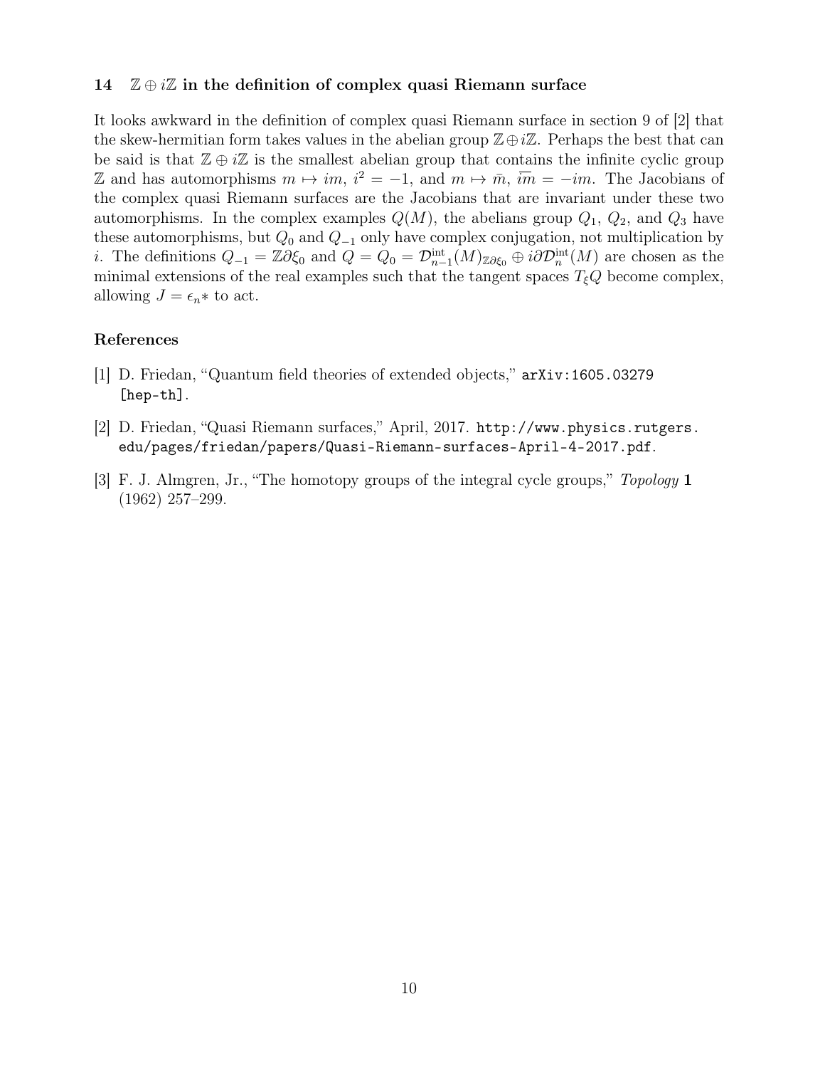## 14 $\mathbb{Z} \oplus i\mathbb{Z}$ in the definition of complex quasi Riemann surface

It looks awkward in the definition of complex quasi Riemann surface in section 9 of [2] that the skew-hermitian form takes values in the abelian group $\mathbb{Z} \oplus i\mathbb{Z}$. Perhaps the best that can be said is that $\mathbb{Z} \oplus i\mathbb{Z}$ is the smallest abelian group that contains the infinite cyclic group $\mathbb{Z}$ and has automorphisms $m \mapsto im$, $i^2 = -1$, and $m \mapsto \bar{m}$, $\overline{im} = -im$. The Jacobians of the complex quasi Riemann surfaces are the Jacobians that are invariant under these two automorphisms. In the complex examples $Q(M)$, the abelians group $Q_1$, $Q_2$, and $Q_3$ have these automorphisms, but $Q_0$ and $Q_{-1}$ only have complex conjugation, not multiplication by $i$. The definitions $Q_{-1} = \mathbb{Z}\partial\xi_0$ and $Q = Q_0 = \mathcal{D}^{\text{int}}_{n-1}(M)_{\mathbb{Z}\partial\xi_0} \oplus i\partial\mathcal{D}^{\text{int}}_n(M)$ are chosen as the minimal extensions of the real examples such that the tangent spaces $T_\xi Q$ become complex, allowing $J = \epsilon_n *$ to act.

## References

[1] D. Friedan, "Quantum field theories of extended objects," arXiv:1605.03279 [hep-th].

[2] D. Friedan, "Quasi Riemann surfaces," April, 2017. http://www.physics.rutgers.edu/pages/friedan/papers/Quasi-Riemann-surfaces-April-4-2017.pdf.

[3] F. J. Almgren, Jr., "The homotopy groups of the integral cycle groups," *Topology* **1** (1962) 257–299.